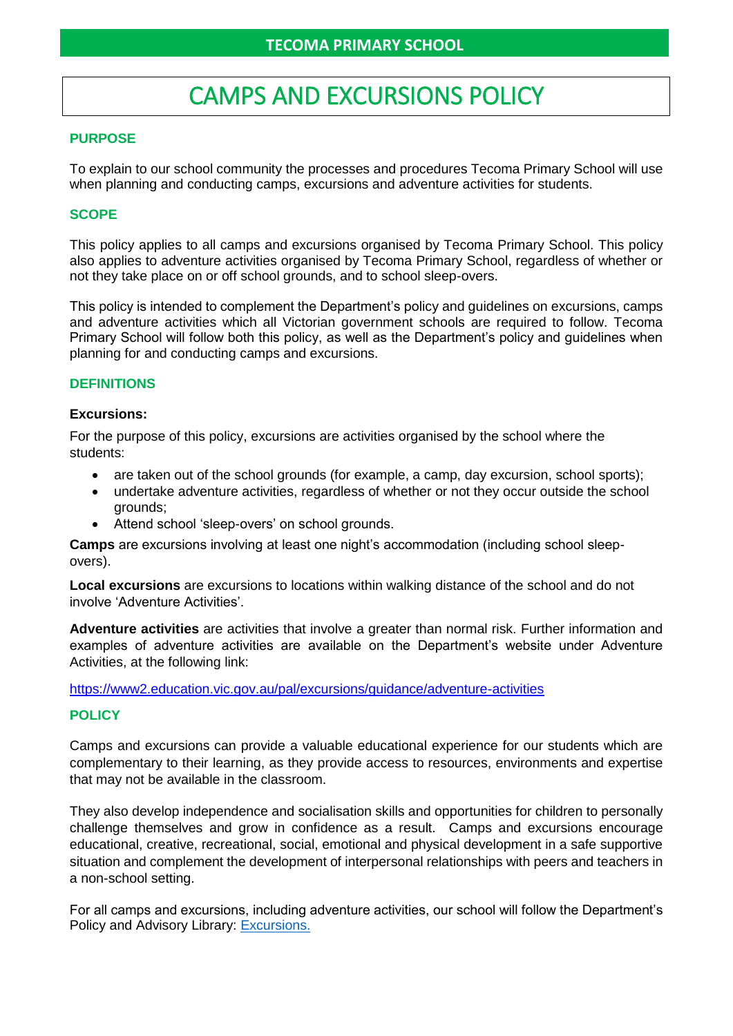**TECOMA PRIMARY SCHOOL**

# CAMPS AND EXCURSIONS POLICY

## PURPOSE

To explain to our school community the processes and procedures Tecoma Primary School will use when planning and conducting camps, excursions and adventure activities for students.

## SCOPE

This policy applies to all camps and excursions organised by Tecoma Primary School. This policy also applies to adventure activities organised by Tecoma Primary School, regardless of whether or not they take place on or off school grounds, and to school sleep-overs.

This policy is intended to complement the Department's policy and guidelines on excursions, camps and adventure activities which all Victorian government schools are required to follow. Tecoma Primary School will follow both this policy, as well as the Department's policy and guidelines when planning for and conducting camps and excursions.

## DEFINITIONS

**Excursions:**

For the purpose of this policy, excursions are activities organised by the school where the students:

- are taken out of the school grounds (for example, a camp, day excursion, school sports);
- undertake adventure activities, regardless of whether or not they occur outside the school grounds;
- Attend school 'sleep-overs' on school grounds.

**Camps** are excursions involving at least one night's accommodation (including school sleep-overs).

**Local excursions** are excursions to locations within walking distance of the school and do not involve 'Adventure Activities'.

**Adventure activities** are activities that involve a greater than normal risk. Further information and examples of adventure activities are available on the Department's website under Adventure Activities, at the following link:

https://www2.education.vic.gov.au/pal/excursions/guidance/adventure-activities

## POLICY

Camps and excursions can provide a valuable educational experience for our students which are complementary to their learning, as they provide access to resources, environments and expertise that may not be available in the classroom.

They also develop independence and socialisation skills and opportunities for children to personally challenge themselves and grow in confidence as a result. Camps and excursions encourage educational, creative, recreational, social, emotional and physical development in a safe supportive situation and complement the development of interpersonal relationships with peers and teachers in a non-school setting.

For all camps and excursions, including adventure activities, our school will follow the Department's Policy and Advisory Library: Excursions.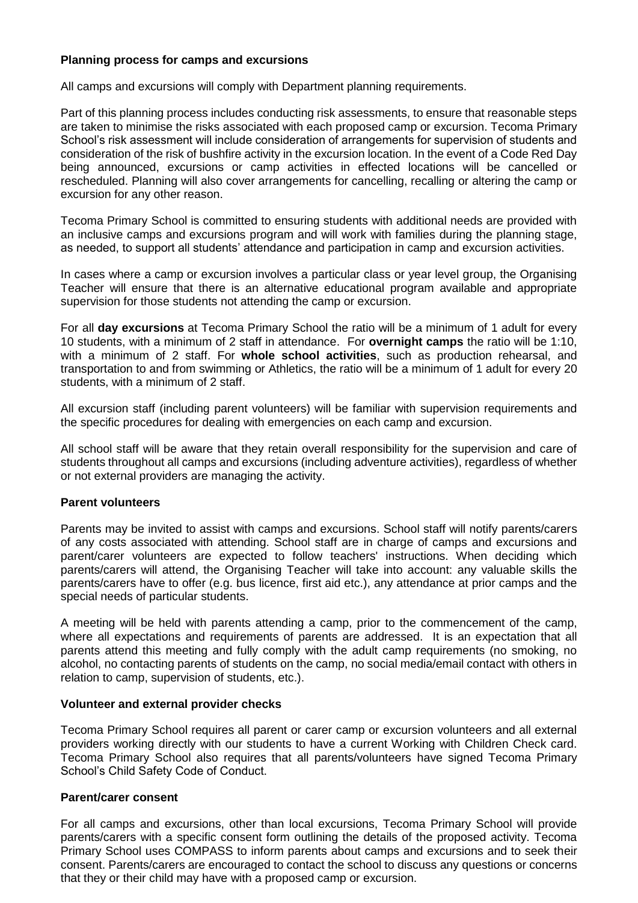**Planning process for camps and excursions**

All camps and excursions will comply with Department planning requirements.

Part of this planning process includes conducting risk assessments, to ensure that reasonable steps are taken to minimise the risks associated with each proposed camp or excursion. Tecoma Primary School's risk assessment will include consideration of arrangements for supervision of students and consideration of the risk of bushfire activity in the excursion location. In the event of a Code Red Day being announced, excursions or camp activities in effected locations will be cancelled or rescheduled. Planning will also cover arrangements for cancelling, recalling or altering the camp or excursion for any other reason.

Tecoma Primary School is committed to ensuring students with additional needs are provided with an inclusive camps and excursions program and will work with families during the planning stage, as needed, to support all students' attendance and participation in camp and excursion activities.

In cases where a camp or excursion involves a particular class or year level group, the Organising Teacher will ensure that there is an alternative educational program available and appropriate supervision for those students not attending the camp or excursion.

For all **day excursions** at Tecoma Primary School the ratio will be a minimum of 1 adult for every 10 students, with a minimum of 2 staff in attendance. For **overnight camps** the ratio will be 1:10, with a minimum of 2 staff. For **whole school activities**, such as production rehearsal, and transportation to and from swimming or Athletics, the ratio will be a minimum of 1 adult for every 20 students, with a minimum of 2 staff.

All excursion staff (including parent volunteers) will be familiar with supervision requirements and the specific procedures for dealing with emergencies on each camp and excursion.

All school staff will be aware that they retain overall responsibility for the supervision and care of students throughout all camps and excursions (including adventure activities), regardless of whether or not external providers are managing the activity.

**Parent volunteers**

Parents may be invited to assist with camps and excursions. School staff will notify parents/carers of any costs associated with attending. School staff are in charge of camps and excursions and parent/carer volunteers are expected to follow teachers' instructions. When deciding which parents/carers will attend, the Organising Teacher will take into account: any valuable skills the parents/carers have to offer (e.g. bus licence, first aid etc.), any attendance at prior camps and the special needs of particular students.

A meeting will be held with parents attending a camp, prior to the commencement of the camp, where all expectations and requirements of parents are addressed. It is an expectation that all parents attend this meeting and fully comply with the adult camp requirements (no smoking, no alcohol, no contacting parents of students on the camp, no social media/email contact with others in relation to camp, supervision of students, etc.).

**Volunteer and external provider checks**

Tecoma Primary School requires all parent or carer camp or excursion volunteers and all external providers working directly with our students to have a current Working with Children Check card. Tecoma Primary School also requires that all parents/volunteers have signed Tecoma Primary School's Child Safety Code of Conduct.

**Parent/carer consent**

For all camps and excursions, other than local excursions, Tecoma Primary School will provide parents/carers with a specific consent form outlining the details of the proposed activity. Tecoma Primary School uses COMPASS to inform parents about camps and excursions and to seek their consent. Parents/carers are encouraged to contact the school to discuss any questions or concerns that they or their child may have with a proposed camp or excursion.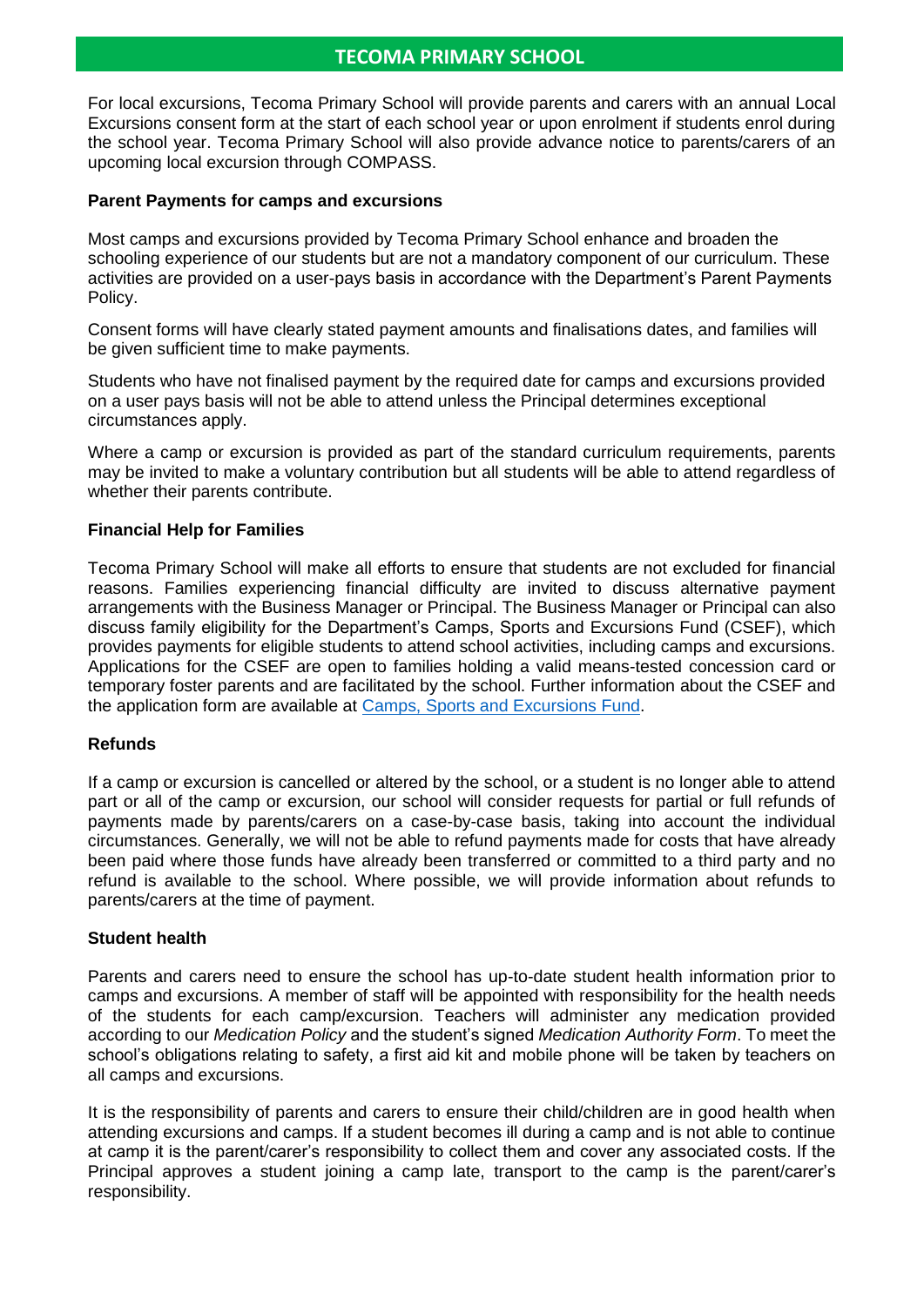For local excursions, Tecoma Primary School will provide parents and carers with an annual Local Excursions consent form at the start of each school year or upon enrolment if students enrol during the school year. Tecoma Primary School will also provide advance notice to parents/carers of an upcoming local excursion through COMPASS.

**Parent Payments for camps and excursions**

Most camps and excursions provided by Tecoma Primary School enhance and broaden the schooling experience of our students but are not a mandatory component of our curriculum. These activities are provided on a user-pays basis in accordance with the Department's Parent Payments Policy.

Consent forms will have clearly stated payment amounts and finalisations dates, and families will be given sufficient time to make payments.

Students who have not finalised payment by the required date for camps and excursions provided on a user pays basis will not be able to attend unless the Principal determines exceptional circumstances apply.

Where a camp or excursion is provided as part of the standard curriculum requirements, parents may be invited to make a voluntary contribution but all students will be able to attend regardless of whether their parents contribute.

**Financial Help for Families**

Tecoma Primary School will make all efforts to ensure that students are not excluded for financial reasons. Families experiencing financial difficulty are invited to discuss alternative payment arrangements with the Business Manager or Principal. The Business Manager or Principal can also discuss family eligibility for the Department's Camps, Sports and Excursions Fund (CSEF), which provides payments for eligible students to attend school activities, including camps and excursions. Applications for the CSEF are open to families holding a valid means-tested concession card or temporary foster parents and are facilitated by the school. Further information about the CSEF and the application form are available at Camps, Sports and Excursions Fund.

**Refunds**

If a camp or excursion is cancelled or altered by the school, or a student is no longer able to attend part or all of the camp or excursion, our school will consider requests for partial or full refunds of payments made by parents/carers on a case-by-case basis, taking into account the individual circumstances. Generally, we will not be able to refund payments made for costs that have already been paid where those funds have already been transferred or committed to a third party and no refund is available to the school. Where possible, we will provide information about refunds to parents/carers at the time of payment.

**Student health**

Parents and carers need to ensure the school has up-to-date student health information prior to camps and excursions. A member of staff will be appointed with responsibility for the health needs of the students for each camp/excursion. Teachers will administer any medication provided according to our *Medication Policy* and the student's signed *Medication Authority Form*. To meet the school's obligations relating to safety, a first aid kit and mobile phone will be taken by teachers on all camps and excursions.

It is the responsibility of parents and carers to ensure their child/children are in good health when attending excursions and camps. If a student becomes ill during a camp and is not able to continue at camp it is the parent/carer's responsibility to collect them and cover any associated costs. If the Principal approves a student joining a camp late, transport to the camp is the parent/carer's responsibility.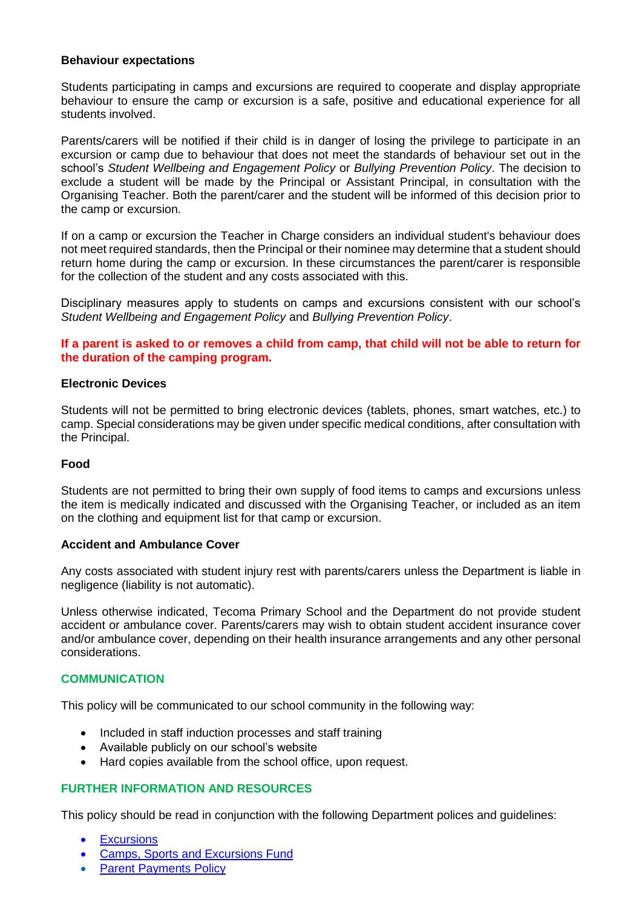**Behaviour expectations**

Students participating in camps and excursions are required to cooperate and display appropriate behaviour to ensure the camp or excursion is a safe, positive and educational experience for all students involved.

Parents/carers will be notified if their child is in danger of losing the privilege to participate in an excursion or camp due to behaviour that does not meet the standards of behaviour set out in the school's *Student Wellbeing and Engagement Policy* or *Bullying Prevention Policy*. The decision to exclude a student will be made by the Principal or Assistant Principal, in consultation with the Organising Teacher. Both the parent/carer and the student will be informed of this decision prior to the camp or excursion.

If on a camp or excursion the Teacher in Charge considers an individual student's behaviour does not meet required standards, then the Principal or their nominee may determine that a student should return home during the camp or excursion. In these circumstances the parent/carer is responsible for the collection of the student and any costs associated with this.

Disciplinary measures apply to students on camps and excursions consistent with our school's *Student Wellbeing and Engagement Policy* and *Bullying Prevention Policy*.

**If a parent is asked to or removes a child from camp, that child will not be able to return for the duration of the camping program.**

**Electronic Devices**

Students will not be permitted to bring electronic devices (tablets, phones, smart watches, etc.) to camp. Special considerations may be given under specific medical conditions, after consultation with the Principal.

**Food**

Students are not permitted to bring their own supply of food items to camps and excursions unless the item is medically indicated and discussed with the Organising Teacher, or included as an item on the clothing and equipment list for that camp or excursion.

**Accident and Ambulance Cover**

Any costs associated with student injury rest with parents/carers unless the Department is liable in negligence (liability is not automatic).

Unless otherwise indicated, Tecoma Primary School and the Department do not provide student accident or ambulance cover. Parents/carers may wish to obtain student accident insurance cover and/or ambulance cover, depending on their health insurance arrangements and any other personal considerations.

## COMMUNICATION

This policy will be communicated to our school community in the following way:

- Included in staff induction processes and staff training
- Available publicly on our school's website
- Hard copies available from the school office, upon request.

## FURTHER INFORMATION AND RESOURCES

This policy should be read in conjunction with the following Department polices and guidelines:

- Excursions
- Camps, Sports and Excursions Fund
- Parent Payments Policy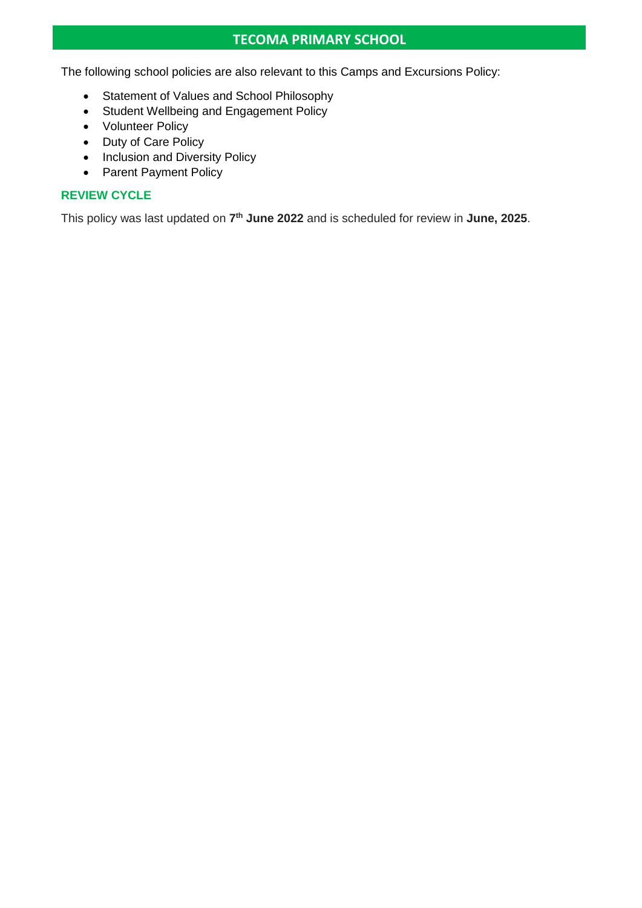The following school policies are also relevant to this Camps and Excursions Policy:

- Statement of Values and School Philosophy
- Student Wellbeing and Engagement Policy
- Volunteer Policy
- Duty of Care Policy
- Inclusion and Diversity Policy
- Parent Payment Policy

## REVIEW CYCLE

This policy was last updated on **7th June 2022** and is scheduled for review in **June, 2025**.